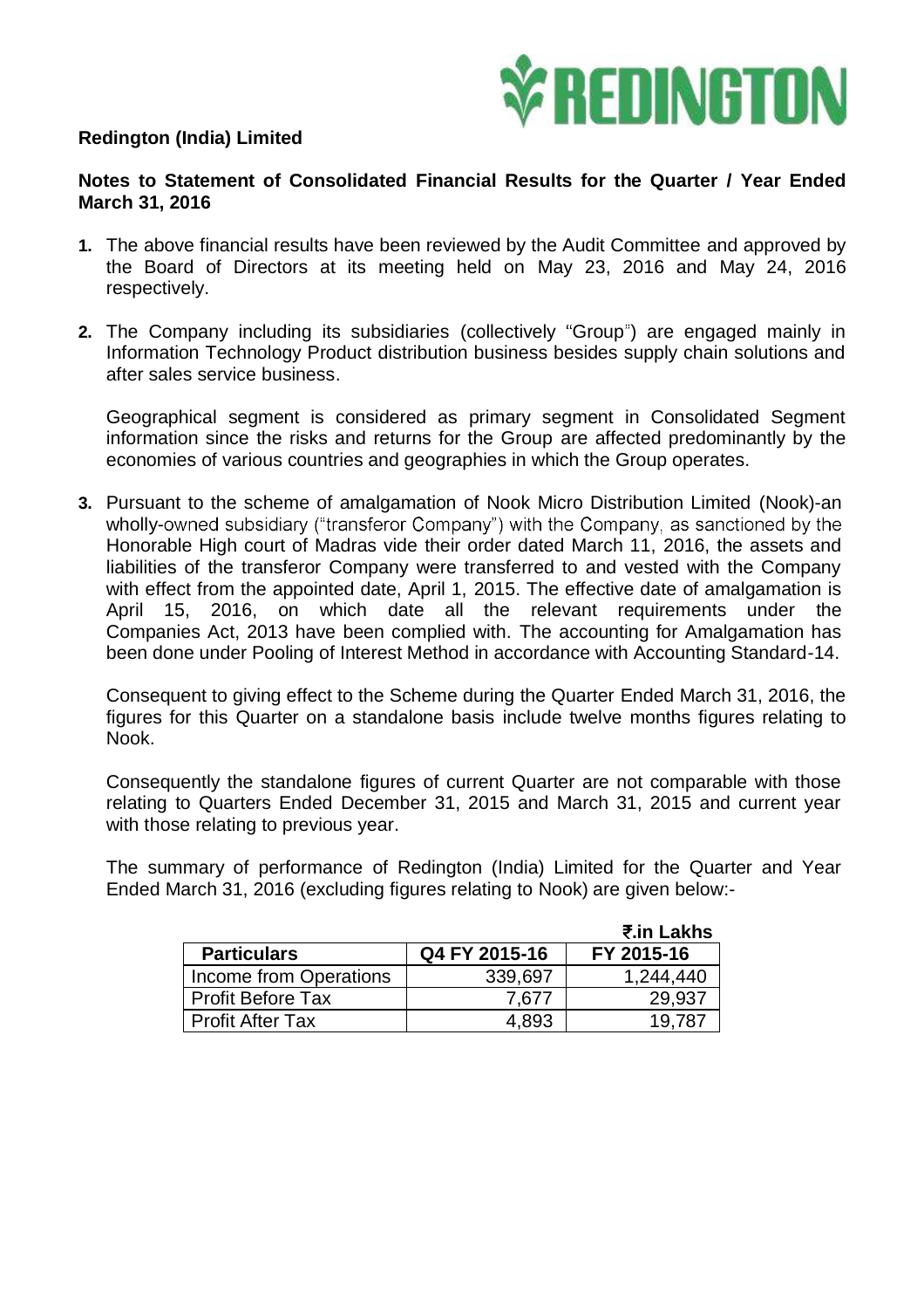**Redington (India) Limited**

**Notes to Statement of Consolidated Financial Results for the Quarter / Year Ended March 31, 2016**

1. The above financial results have been reviewed by the Audit Committee and approved by the Board of Directors at its meeting held on May 23, 2016 and May 24, 2016 respectively.

2. The Company including its subsidiaries (collectively "Group") are engaged mainly in Information Technology Product distribution business besides supply chain solutions and after sales service business.

   Geographical segment is considered as primary segment in Consolidated Segment information since the risks and returns for the Group are affected predominantly by the economies of various countries and geographies in which the Group operates.

3. Pursuant to the scheme of amalgamation of Nook Micro Distribution Limited (Nook)-an wholly-owned subsidiary ("transferor Company") with the Company, as sanctioned by the Honorable High court of Madras vide their order dated March 11, 2016, the assets and liabilities of the transferor Company were transferred to and vested with the Company with effect from the appointed date, April 1, 2015. The effective date of amalgamation is April 15, 2016, on which date all the relevant requirements under the Companies Act, 2013 have been complied with. The accounting for Amalgamation has been done under Pooling of Interest Method in accordance with Accounting Standard-14.

   Consequent to giving effect to the Scheme during the Quarter Ended March 31, 2016, the figures for this Quarter on a standalone basis include twelve months figures relating to Nook.

   Consequently the standalone figures of current Quarter are not comparable with those relating to Quarters Ended December 31, 2015 and March 31, 2015 and current year with those relating to previous year.

   The summary of performance of Redington (India) Limited for the Quarter and Year Ended March 31, 2016 (excluding figures relating to Nook) are given below:-

   **₹.in Lakhs**

| Particulars | Q4 FY 2015-16 | FY 2015-16 |
|---|---|---|
| Income from Operations | 339,697 | 1,244,440 |
| Profit Before Tax | 7,677 | 29,937 |
| Profit After Tax | 4,893 | 19,787 |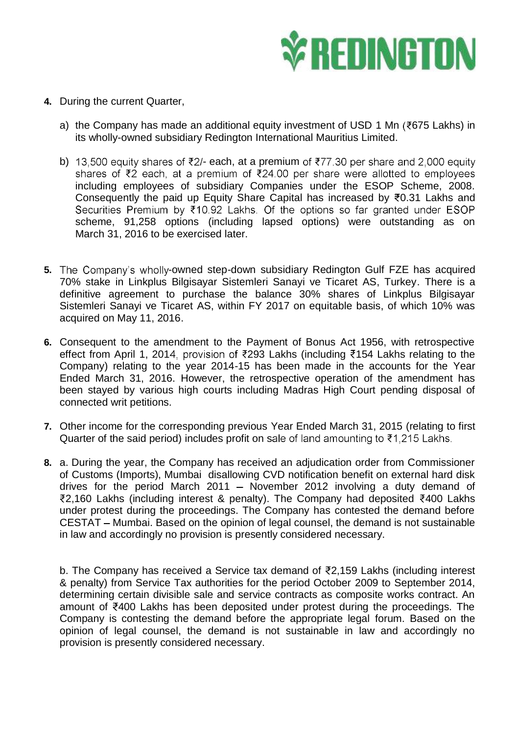4. During the current Quarter,

   a) the Company has made an additional equity investment of USD 1 Mn (₹675 Lakhs) in its wholly-owned subsidiary Redington International Mauritius Limited.

   b) 13,500 equity shares of ₹2/- each, at a premium of ₹77.30 per share and 2,000 equity shares of ₹2 each, at a premium of ₹24.00 per share were allotted to employees including employees of subsidiary Companies under the ESOP Scheme, 2008. Consequently the paid up Equity Share Capital has increased by ₹0.31 Lakhs and Securities Premium by ₹10.92 Lakhs. Of the options so far granted under ESOP scheme, 91,258 options (including lapsed options) were outstanding as on March 31, 2016 to be exercised later.

5. The Company's wholly-owned step-down subsidiary Redington Gulf FZE has acquired 70% stake in Linkplus Bilgisayar Sistemleri Sanayi ve Ticaret AS, Turkey. There is a definitive agreement to purchase the balance 30% shares of Linkplus Bilgisayar Sistemleri Sanayi ve Ticaret AS, within FY 2017 on equitable basis, of which 10% was acquired on May 11, 2016.

6. Consequent to the amendment to the Payment of Bonus Act 1956, with retrospective effect from April 1, 2014, provision of ₹293 Lakhs (including ₹154 Lakhs relating to the Company) relating to the year 2014-15 has been made in the accounts for the Year Ended March 31, 2016. However, the retrospective operation of the amendment has been stayed by various high courts including Madras High Court pending disposal of connected writ petitions.

7. Other income for the corresponding previous Year Ended March 31, 2015 (relating to first Quarter of the said period) includes profit on sale of land amounting to ₹1,215 Lakhs.

8. a. During the year, the Company has received an adjudication order from Commissioner of Customs (Imports), Mumbai disallowing CVD notification benefit on external hard disk drives for the period March 2011 – November 2012 involving a duty demand of ₹2,160 Lakhs (including interest & penalty). The Company had deposited ₹400 Lakhs under protest during the proceedings. The Company has contested the demand before CESTAT – Mumbai. Based on the opinion of legal counsel, the demand is not sustainable in law and accordingly no provision is presently considered necessary.

   b. The Company has received a Service tax demand of ₹2,159 Lakhs (including interest & penalty) from Service Tax authorities for the period October 2009 to September 2014, determining certain divisible sale and service contracts as composite works contract. An amount of ₹400 Lakhs has been deposited under protest during the proceedings. The Company is contesting the demand before the appropriate legal forum. Based on the opinion of legal counsel, the demand is not sustainable in law and accordingly no provision is presently considered necessary.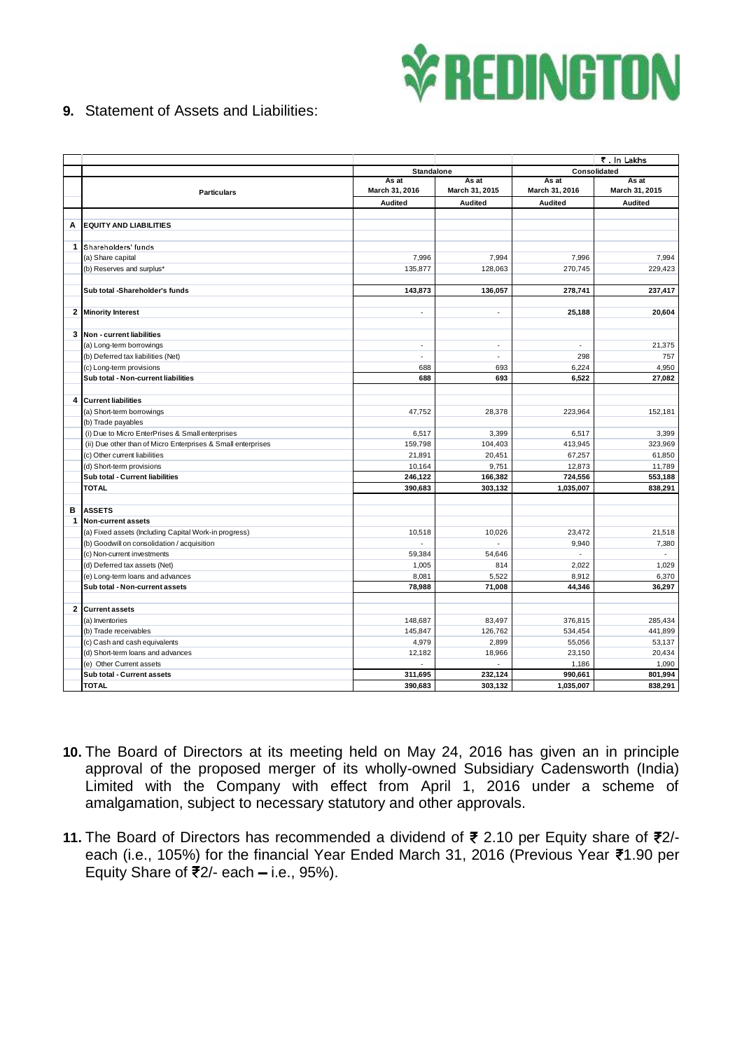**9.** Statement of Assets and Liabilities:

| | | | | | ₹. In Lakhs |
|---|---|---|---|---|---|
| | | Standalone | | Consolidated | |
| | Particulars | As at March 31, 2016 | As at March 31, 2015 | As at March 31, 2016 | As at March 31, 2015 |
| | | Audited | Audited | Audited | Audited |
| **A** | **EQUITY AND LIABILITIES** | | | | |
| **1** | Shareholders' funds | | | | |
| | (a) Share capital | 7,996 | 7,994 | 7,996 | 7,994 |
| | (b) Reserves and surplus* | 135,877 | 128,063 | 270,745 | 229,423 |
| | **Sub total -Shareholder's funds** | **143,873** | **136,057** | **278,741** | **237,417** |
| **2** | **Minority Interest** | - | - | **25,188** | **20,604** |
| **3** | **Non - current liabilities** | | | | |
| | (a) Long-term borrowings | - | - | - | 21,375 |
| | (b) Deferred tax liabilities (Net) | - | - | 298 | 757 |
| | (c) Long-term provisions | 688 | 693 | 6,224 | 4,950 |
| | **Sub total - Non-current liabilities** | **688** | **693** | **6,522** | **27,082** |
| **4** | **Current liabilities** | | | | |
| | (a) Short-term borrowings | 47,752 | 28,378 | 223,964 | 152,181 |
| | (b) Trade payables | | | | |
| | (i) Due to Micro EnterPrises & Small enterprises | 6,517 | 3,399 | 6,517 | 3,399 |
| | (ii) Due other than of Micro Enterprises & Small enterprises | 159,798 | 104,403 | 413,945 | 323,969 |
| | (c) Other current liabilities | 21,891 | 20,451 | 67,257 | 61,850 |
| | (d) Short-term provisions | 10,164 | 9,751 | 12,873 | 11,789 |
| | **Sub total - Current liabilities** | **246,122** | **166,382** | **724,556** | **553,188** |
| | **TOTAL** | **390,683** | **303,132** | **1,035,007** | **838,291** |
| **B** | **ASSETS** | | | | |
| **1** | **Non-current assets** | | | | |
| | (a) Fixed assets (Including Capital Work-in progress) | 10,518 | 10,026 | 23,472 | 21,518 |
| | (b) Goodwill on consolidation / acquisition | - | - | 9,940 | 7,380 |
| | (c) Non-current investments | 59,384 | 54,646 | - | - |
| | (d) Deferred tax assets (Net) | 1,005 | 814 | 2,022 | 1,029 |
| | (e) Long-term loans and advances | 8,081 | 5,522 | 8,912 | 6,370 |
| | **Sub total - Non-current assets** | **78,988** | **71,008** | **44,346** | **36,297** |
| **2** | **Current assets** | | | | |
| | (a) Inventories | 148,687 | 83,497 | 376,815 | 285,434 |
| | (b) Trade receivables | 145,847 | 126,762 | 534,454 | 441,899 |
| | (c) Cash and cash equivalents | 4,979 | 2,899 | 55,056 | 53,137 |
| | (d) Short-term loans and advances | 12,182 | 18,966 | 23,150 | 20,434 |
| | (e) Other Current assets | - | - | 1,186 | 1,090 |
| | **Sub total - Current assets** | **311,695** | **232,124** | **990,661** | **801,994** |
| | **TOTAL** | **390,683** | **303,132** | **1,035,007** | **838,291** |

**10.** The Board of Directors at its meeting held on May 24, 2016 has given an in principle approval of the proposed merger of its wholly-owned Subsidiary Cadensworth (India) Limited with the Company with effect from April 1, 2016 under a scheme of amalgamation, subject to necessary statutory and other approvals.

**11.** The Board of Directors has recommended a dividend of ₹ 2.10 per Equity share of ₹2/- each (i.e., 105%) for the financial Year Ended March 31, 2016 (Previous Year ₹1.90 per Equity Share of ₹2/- each – i.e., 95%).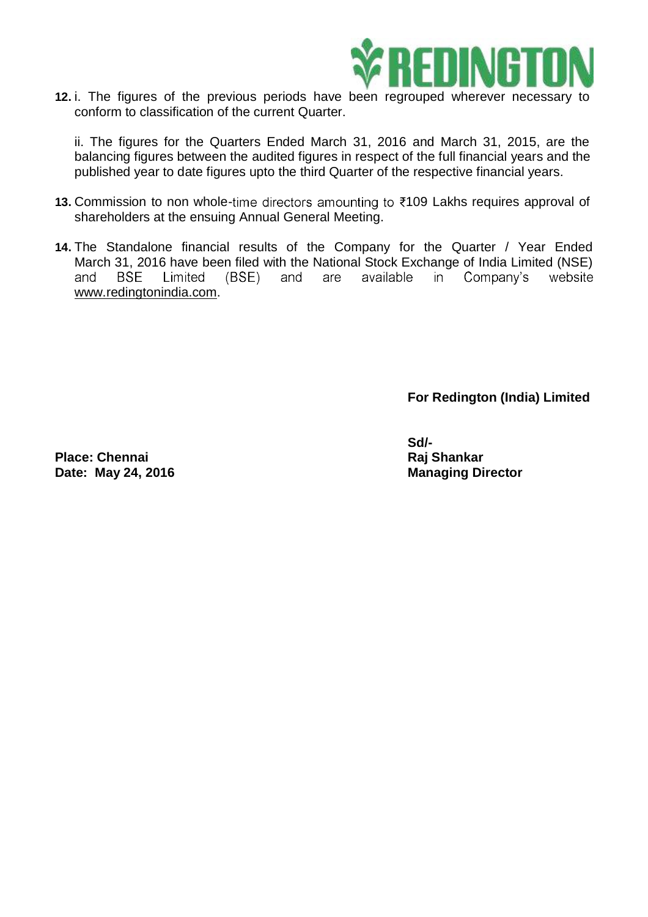**12.** i. The figures of the previous periods have been regrouped wherever necessary to conform to classification of the current Quarter.

ii. The figures for the Quarters Ended March 31, 2016 and March 31, 2015, are the balancing figures between the audited figures in respect of the full financial years and the published year to date figures upto the third Quarter of the respective financial years.

**13.** Commission to non whole-time directors amounting to ₹109 Lakhs requires approval of shareholders at the ensuing Annual General Meeting.

**14.** The Standalone financial results of the Company for the Quarter / Year Ended March 31, 2016 have been filed with the National Stock Exchange of India Limited (NSE) and BSE Limited (BSE) and are available in Company's website www.redingtonindia.com.

**For Redington (India) Limited**

**Sd/-**
**Raj Shankar**
**Managing Director**

**Place: Chennai**
**Date: May 24, 2016**